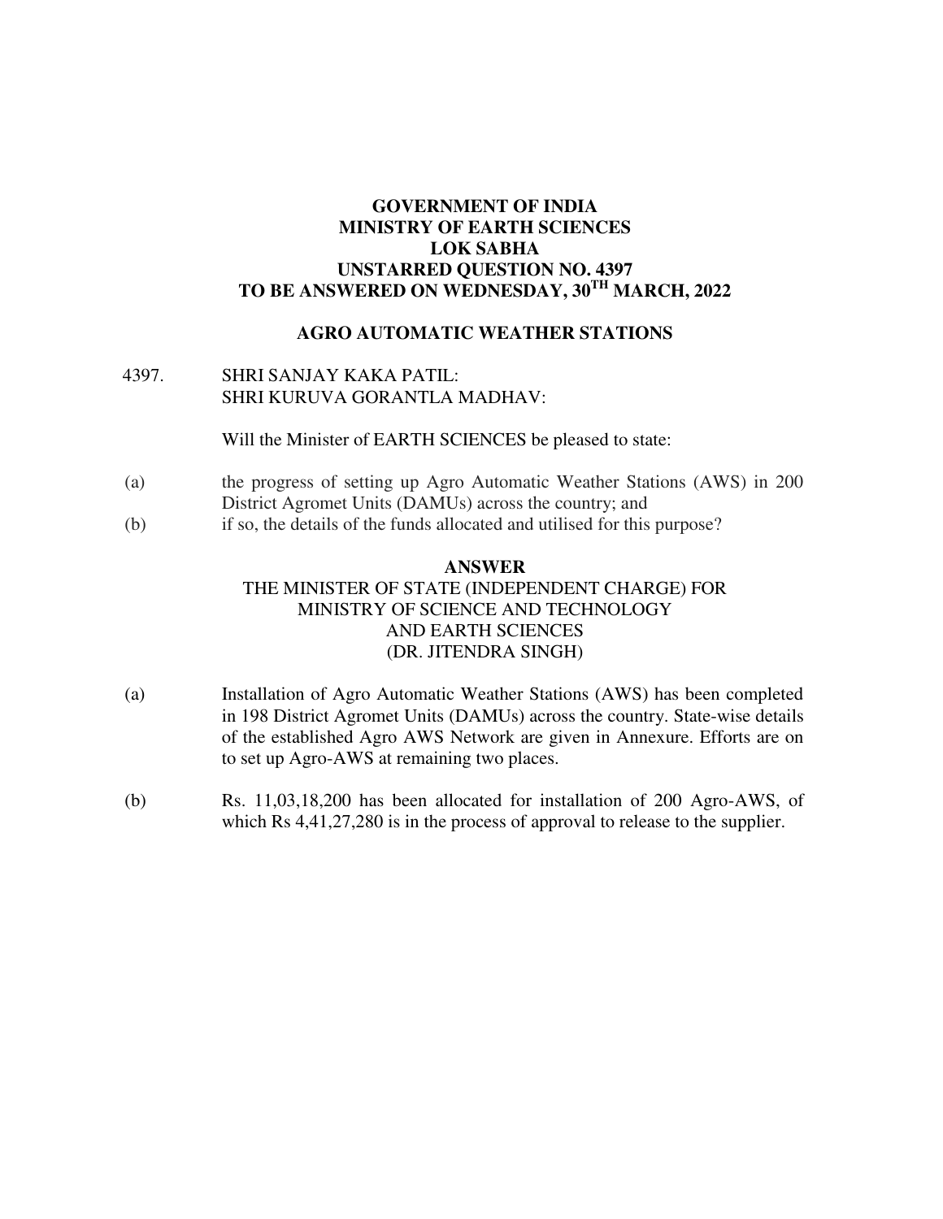**GOVERNMENT OF INDIA**
**MINISTRY OF EARTH SCIENCES**
**LOK SABHA**
**UNSTARRED QUESTION NO. 4397**
**TO BE ANSWERED ON WEDNESDAY, 30TH MARCH, 2022**

**AGRO AUTOMATIC WEATHER STATIONS**

4397. SHRI SANJAY KAKA PATIL:
SHRI KURUVA GORANTLA MADHAV:

Will the Minister of EARTH SCIENCES be pleased to state:

(a) the progress of setting up Agro Automatic Weather Stations (AWS) in 200 District Agromet Units (DAMUs) across the country; and

(b) if so, the details of the funds allocated and utilised for this purpose?

**ANSWER**

THE MINISTER OF STATE (INDEPENDENT CHARGE) FOR
MINISTRY OF SCIENCE AND TECHNOLOGY
AND EARTH SCIENCES
(DR. JITENDRA SINGH)

(a) Installation of Agro Automatic Weather Stations (AWS) has been completed in 198 District Agromet Units (DAMUs) across the country. State-wise details of the established Agro AWS Network are given in Annexure. Efforts are on to set up Agro-AWS at remaining two places.

(b) Rs. 11,03,18,200 has been allocated for installation of 200 Agro-AWS, of which Rs 4,41,27,280 is in the process of approval to release to the supplier.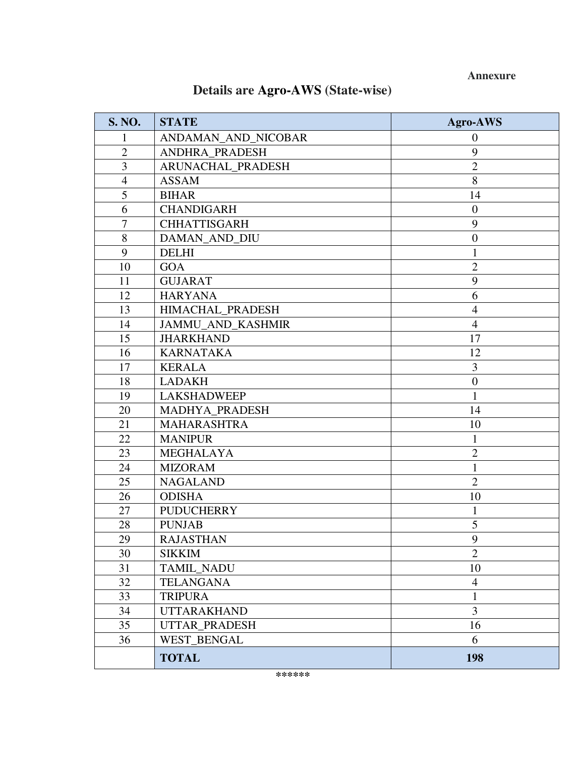**Annexure**

## Details are Agro-AWS (State-wise)

| S. NO. | STATE | Agro-AWS |
|---|---|---|
| 1 | ANDAMAN_AND_NICOBAR | 0 |
| 2 | ANDHRA_PRADESH | 9 |
| 3 | ARUNACHAL_PRADESH | 2 |
| 4 | ASSAM | 8 |
| 5 | BIHAR | 14 |
| 6 | CHANDIGARH | 0 |
| 7 | CHHATTISGARH | 9 |
| 8 | DAMAN_AND_DIU | 0 |
| 9 | DELHI | 1 |
| 10 | GOA | 2 |
| 11 | GUJARAT | 9 |
| 12 | HARYANA | 6 |
| 13 | HIMACHAL_PRADESH | 4 |
| 14 | JAMMU_AND_KASHMIR | 4 |
| 15 | JHARKHAND | 17 |
| 16 | KARNATAKA | 12 |
| 17 | KERALA | 3 |
| 18 | LADAKH | 0 |
| 19 | LAKSHADWEEP | 1 |
| 20 | MADHYA_PRADESH | 14 |
| 21 | MAHARASHTRA | 10 |
| 22 | MANIPUR | 1 |
| 23 | MEGHALAYA | 2 |
| 24 | MIZORAM | 1 |
| 25 | NAGALAND | 2 |
| 26 | ODISHA | 10 |
| 27 | PUDUCHERRY | 1 |
| 28 | PUNJAB | 5 |
| 29 | RAJASTHAN | 9 |
| 30 | SIKKIM | 2 |
| 31 | TAMIL_NADU | 10 |
| 32 | TELANGANA | 4 |
| 33 | TRIPURA | 1 |
| 34 | UTTARAKHAND | 3 |
| 35 | UTTAR_PRADESH | 16 |
| 36 | WEST_BENGAL | 6 |
| | **TOTAL** | **198** |

******